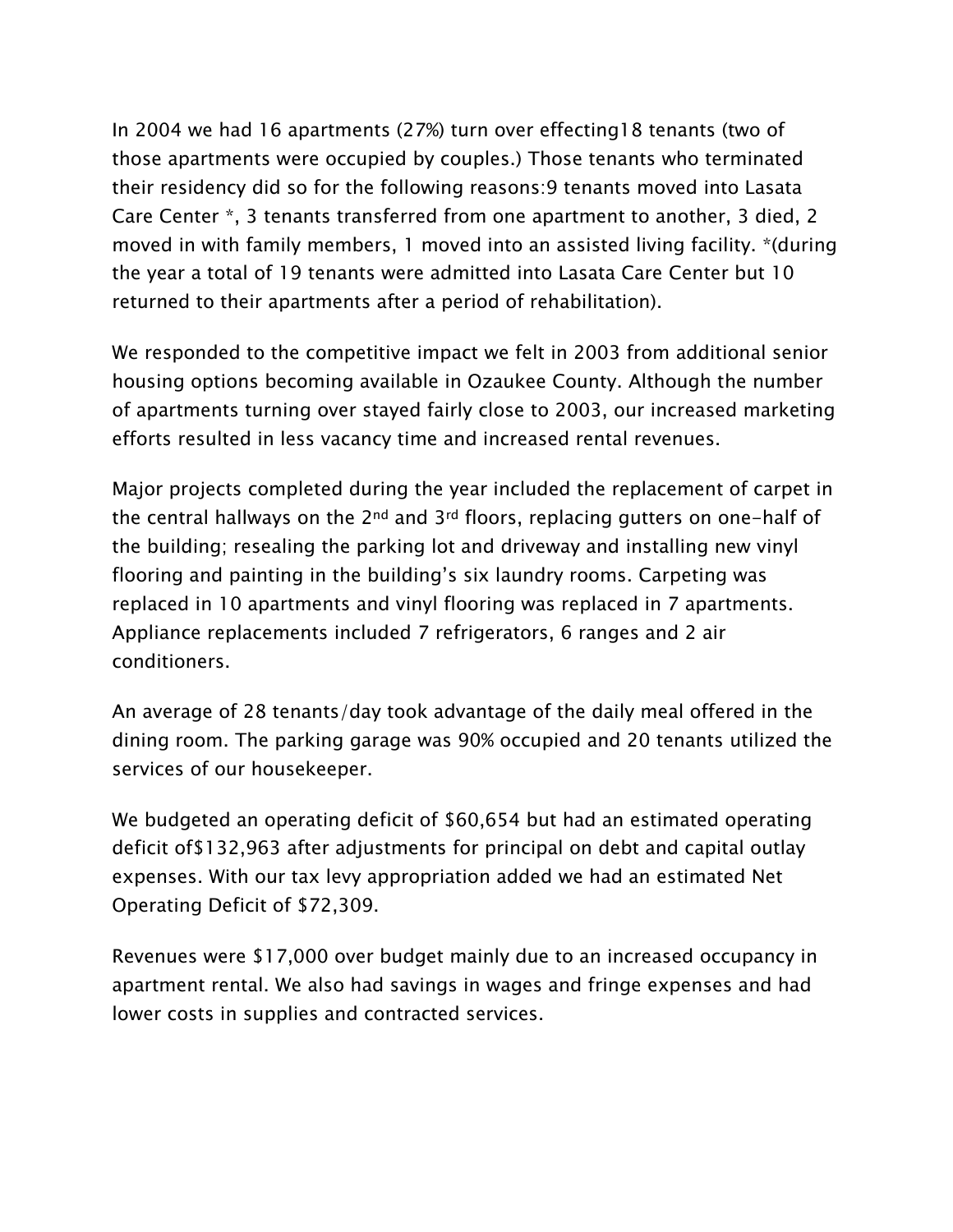In 2004 we had 16 apartments (27%) turn over effecting18 tenants (two of those apartments were occupied by couples.) Those tenants who terminated their residency did so for the following reasons:9 tenants moved into Lasata Care Center *, 3 tenants transferred from one apartment to another, 3 died, 2 moved in with family members, 1 moved into an assisted living facility. *(during the year a total of 19 tenants were admitted into Lasata Care Center but 10 returned to their apartments after a period of rehabilitation).

We responded to the competitive impact we felt in 2003 from additional senior housing options becoming available in Ozaukee County. Although the number of apartments turning over stayed fairly close to 2003, our increased marketing efforts resulted in less vacancy time and increased rental revenues.

Major projects completed during the year included the replacement of carpet in the central hallways on the 2nd and 3rd floors, replacing gutters on one-half of the building; resealing the parking lot and driveway and installing new vinyl flooring and painting in the building's six laundry rooms. Carpeting was replaced in 10 apartments and vinyl flooring was replaced in 7 apartments. Appliance replacements included 7 refrigerators, 6 ranges and 2 air conditioners.

An average of 28 tenants/day took advantage of the daily meal offered in the dining room. The parking garage was 90% occupied and 20 tenants utilized the services of our housekeeper.

We budgeted an operating deficit of $60,654 but had an estimated operating deficit of$132,963 after adjustments for principal on debt and capital outlay expenses. With our tax levy appropriation added we had an estimated Net Operating Deficit of $72,309.

Revenues were $17,000 over budget mainly due to an increased occupancy in apartment rental. We also had savings in wages and fringe expenses and had lower costs in supplies and contracted services.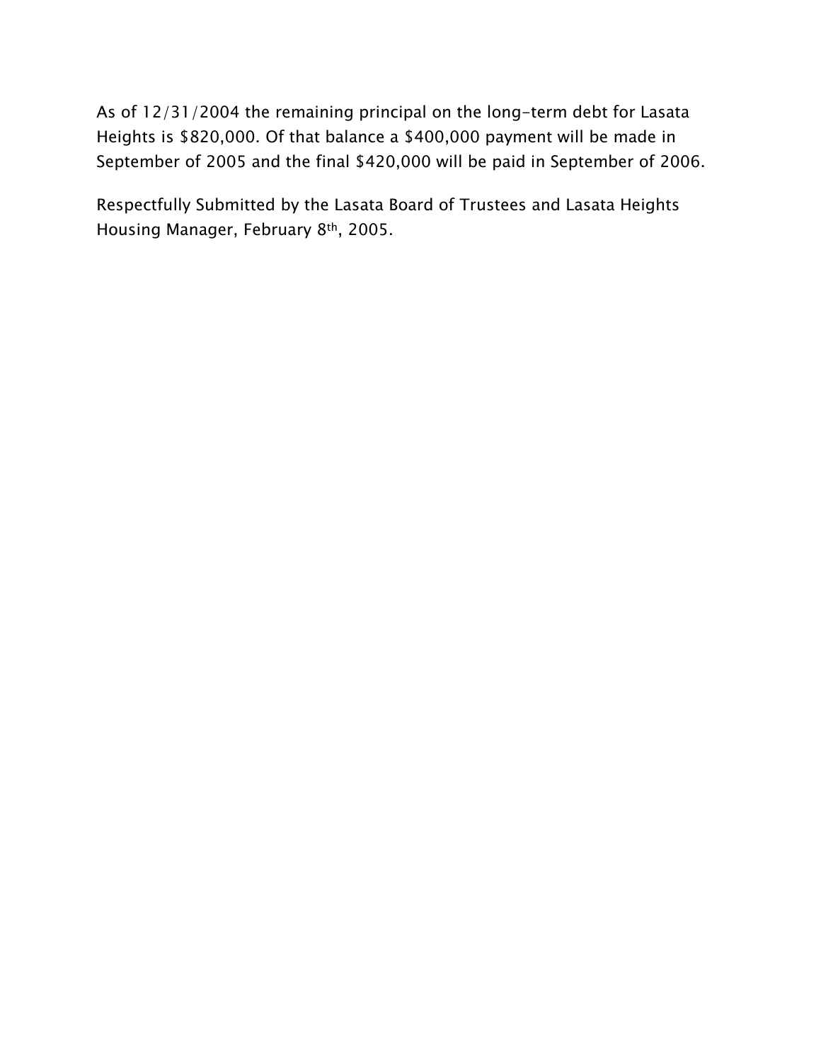As of 12/31/2004 the remaining principal on the long-term debt for Lasata Heights is $820,000. Of that balance a $400,000 payment will be made in September of 2005 and the final $420,000 will be paid in September of 2006.

Respectfully Submitted by the Lasata Board of Trustees and Lasata Heights Housing Manager, February 8th, 2005.